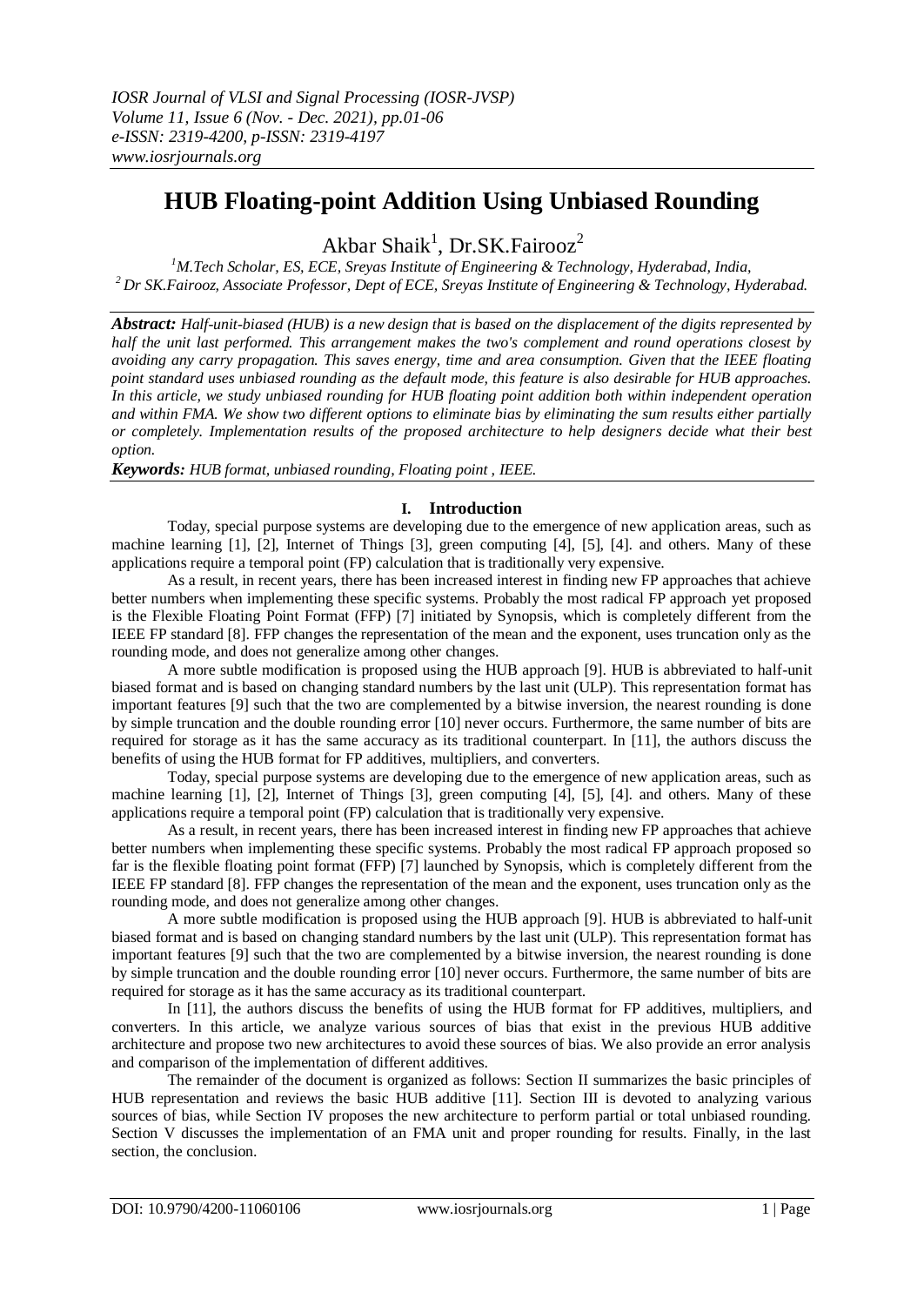# HUB Floating-point Addition Using Unbiased Rounding

Akbar Shaik[1], Dr.SK.Fairooz[2]

[1]M.Tech Scholar, ES, ECE, Sreyas Institute of Engineering & Technology, Hyderabad, India,
[2] Dr SK.Fairooz, Associate Professor, Dept of ECE, Sreyas Institute of Engineering & Technology, Hyderabad.

***Abstract:*** *Half-unit-biased (HUB) is a new design that is based on the displacement of the digits represented by half the unit last performed. This arrangement makes the two's complement and round operations closest by avoiding any carry propagation. This saves energy, time and area consumption. Given that the IEEE floating point standard uses unbiased rounding as the default mode, this feature is also desirable for HUB approaches. In this article, we study unbiased rounding for HUB floating point addition both within independent operation and within FMA. We show two different options to eliminate bias by eliminating the sum results either partially or completely. Implementation results of the proposed architecture to help designers decide what their best option.*

***Keywords:*** *HUB format, unbiased rounding, Floating point , IEEE.*

## I. Introduction

Today, special purpose systems are developing due to the emergence of new application areas, such as machine learning [1], [2], Internet of Things [3], green computing [4], [5], [4]. and others. Many of these applications require a temporal point (FP) calculation that is traditionally very expensive.

As a result, in recent years, there has been increased interest in finding new FP approaches that achieve better numbers when implementing these specific systems. Probably the most radical FP approach yet proposed is the Flexible Floating Point Format (FFP) [7] initiated by Synopsis, which is completely different from the IEEE FP standard [8]. FFP changes the representation of the mean and the exponent, uses truncation only as the rounding mode, and does not generalize among other changes.

A more subtle modification is proposed using the HUB approach [9]. HUB is abbreviated to half-unit biased format and is based on changing standard numbers by the last unit (ULP). This representation format has important features [9] such that the two are complemented by a bitwise inversion, the nearest rounding is done by simple truncation and the double rounding error [10] never occurs. Furthermore, the same number of bits are required for storage as it has the same accuracy as its traditional counterpart. In [11], the authors discuss the benefits of using the HUB format for FP additives, multipliers, and converters.

Today, special purpose systems are developing due to the emergence of new application areas, such as machine learning [1], [2], Internet of Things [3], green computing [4], [5], [4]. and others. Many of these applications require a temporal point (FP) calculation that is traditionally very expensive.

As a result, in recent years, there has been increased interest in finding new FP approaches that achieve better numbers when implementing these specific systems. Probably the most radical FP approach proposed so far is the flexible floating point format (FFP) [7] launched by Synopsis, which is completely different from the IEEE FP standard [8]. FFP changes the representation of the mean and the exponent, uses truncation only as the rounding mode, and does not generalize among other changes.

A more subtle modification is proposed using the HUB approach [9]. HUB is abbreviated to half-unit biased format and is based on changing standard numbers by the last unit (ULP). This representation format has important features [9] such that the two are complemented by a bitwise inversion, the nearest rounding is done by simple truncation and the double rounding error [10] never occurs. Furthermore, the same number of bits are required for storage as it has the same accuracy as its traditional counterpart.

In [11], the authors discuss the benefits of using the HUB format for FP additives, multipliers, and converters. In this article, we analyze various sources of bias that exist in the previous HUB additive architecture and propose two new architectures to avoid these sources of bias. We also provide an error analysis and comparison of the implementation of different additives.

The remainder of the document is organized as follows: Section II summarizes the basic principles of HUB representation and reviews the basic HUB additive [11]. Section III is devoted to analyzing various sources of bias, while Section IV proposes the new architecture to perform partial or total unbiased rounding. Section V discusses the implementation of an FMA unit and proper rounding for results. Finally, in the last section, the conclusion.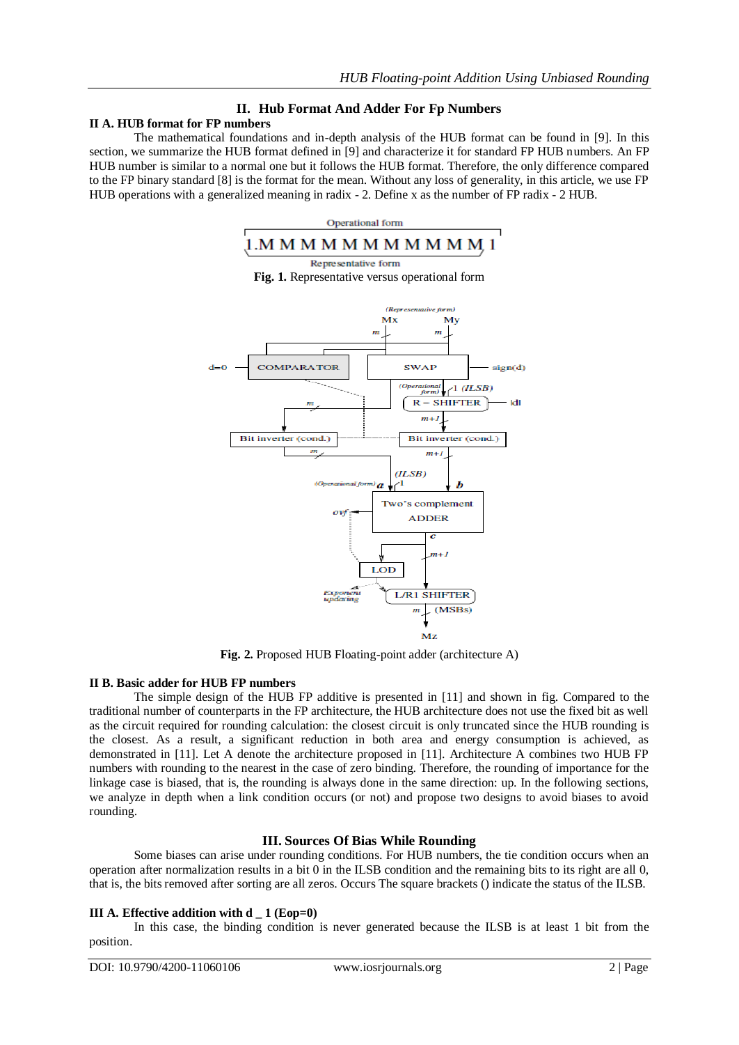## II. Hub Format And Adder For Fp Numbers

### II A. HUB format for FP numbers

The mathematical foundations and in-depth analysis of the HUB format can be found in [9]. In this section, we summarize the HUB format defined in [9] and characterize it for standard FP HUB numbers. An FP HUB number is similar to a normal one but it follows the HUB format. Therefore, the only difference compared to the FP binary standard [8] is the format for the mean. Without any loss of generality, in this article, we use FP HUB operations with a generalized meaning in radix - 2. Define x as the number of FP radix - 2 HUB.

**Fig. 1.** Representative versus operational form

**Fig. 2.** Proposed HUB Floating-point adder (architecture A)

### II B. Basic adder for HUB FP numbers

The simple design of the HUB FP additive is presented in [11] and shown in fig. Compared to the traditional number of counterparts in the FP architecture, the HUB architecture does not use the fixed bit as well as the circuit required for rounding calculation: the closest circuit is only truncated since the HUB rounding is the closest. As a result, a significant reduction in both area and energy consumption is achieved, as demonstrated in [11]. Let A denote the architecture proposed in [11]. Architecture A combines two HUB FP numbers with rounding to the nearest in the case of zero binding. Therefore, the rounding of importance for the linkage case is biased, that is, the rounding is always done in the same direction: up. In the following sections, we analyze in depth when a link condition occurs (or not) and propose two designs to avoid biases to avoid rounding.

## III. Sources Of Bias While Rounding

Some biases can arise under rounding conditions. For HUB numbers, the tie condition occurs when an operation after normalization results in a bit 0 in the ILSB condition and the remaining bits to its right are all 0, that is, the bits removed after sorting are all zeros. Occurs The square brackets () indicate the status of the ILSB.

### III A. Effective addition with d _ 1 (Eop=0)

In this case, the binding condition is never generated because the ILSB is at least 1 bit from the position.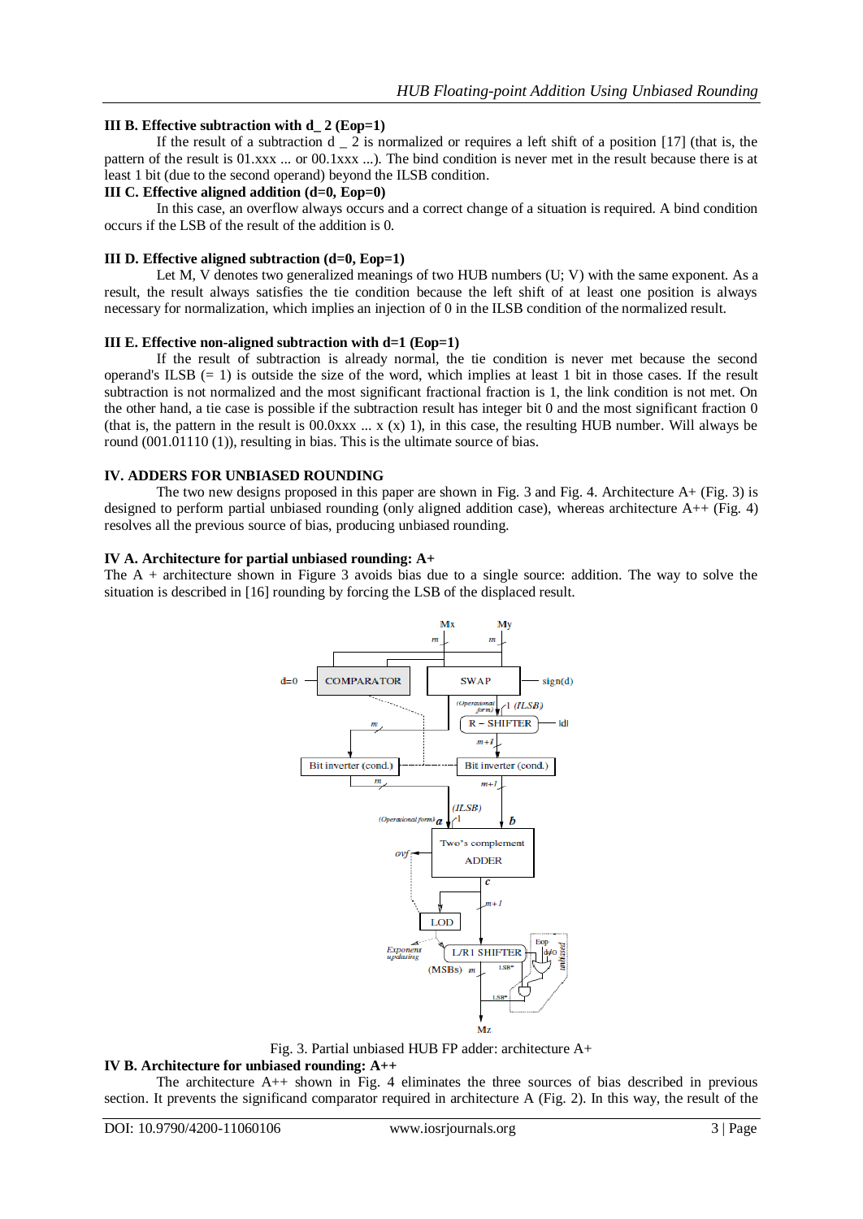### III B. Effective subtraction with d_ 2 (Eop=1)

If the result of a subtraction d _ 2 is normalized or requires a left shift of a position [17] (that is, the pattern of the result is 01.xxx ... or 00.1xxx ...). The bind condition is never met in the result because there is at least 1 bit (due to the second operand) beyond the ILSB condition.

### III C. Effective aligned addition (d=0, Eop=0)

In this case, an overflow always occurs and a correct change of a situation is required. A bind condition occurs if the LSB of the result of the addition is 0.

### III D. Effective aligned subtraction (d=0, Eop=1)

Let M, V denotes two generalized meanings of two HUB numbers (U; V) with the same exponent. As a result, the result always satisfies the tie condition because the left shift of at least one position is always necessary for normalization, which implies an injection of 0 in the ILSB condition of the normalized result.

### III E. Effective non-aligned subtraction with d=1 (Eop=1)

If the result of subtraction is already normal, the tie condition is never met because the second operand's ILSB (= 1) is outside the size of the word, which implies at least 1 bit in those cases. If the result subtraction is not normalized and the most significant fractional fraction is 1, the link condition is not met. On the other hand, a tie case is possible if the subtraction result has integer bit 0 and the most significant fraction 0 (that is, the pattern in the result is 00.0xxx ... x (x) 1), in this case, the resulting HUB number. Will always be round (001.01110 (1)), resulting in bias. This is the ultimate source of bias.

## IV. ADDERS FOR UNBIASED ROUNDING

The two new designs proposed in this paper are shown in Fig. 3 and Fig. 4. Architecture A+ (Fig. 3) is designed to perform partial unbiased rounding (only aligned addition case), whereas architecture A++ (Fig. 4) resolves all the previous source of bias, producing unbiased rounding.

### IV A. Architecture for partial unbiased rounding: A+

The A + architecture shown in Figure 3 avoids bias due to a single source: addition. The way to solve the situation is described in [16] rounding by forcing the LSB of the displaced result.

Fig. 3. Partial unbiased HUB FP adder: architecture A+

### IV B. Architecture for unbiased rounding: A++

The architecture A++ shown in Fig. 4 eliminates the three sources of bias described in previous section. It prevents the significand comparator required in architecture A (Fig. 2). In this way, the result of the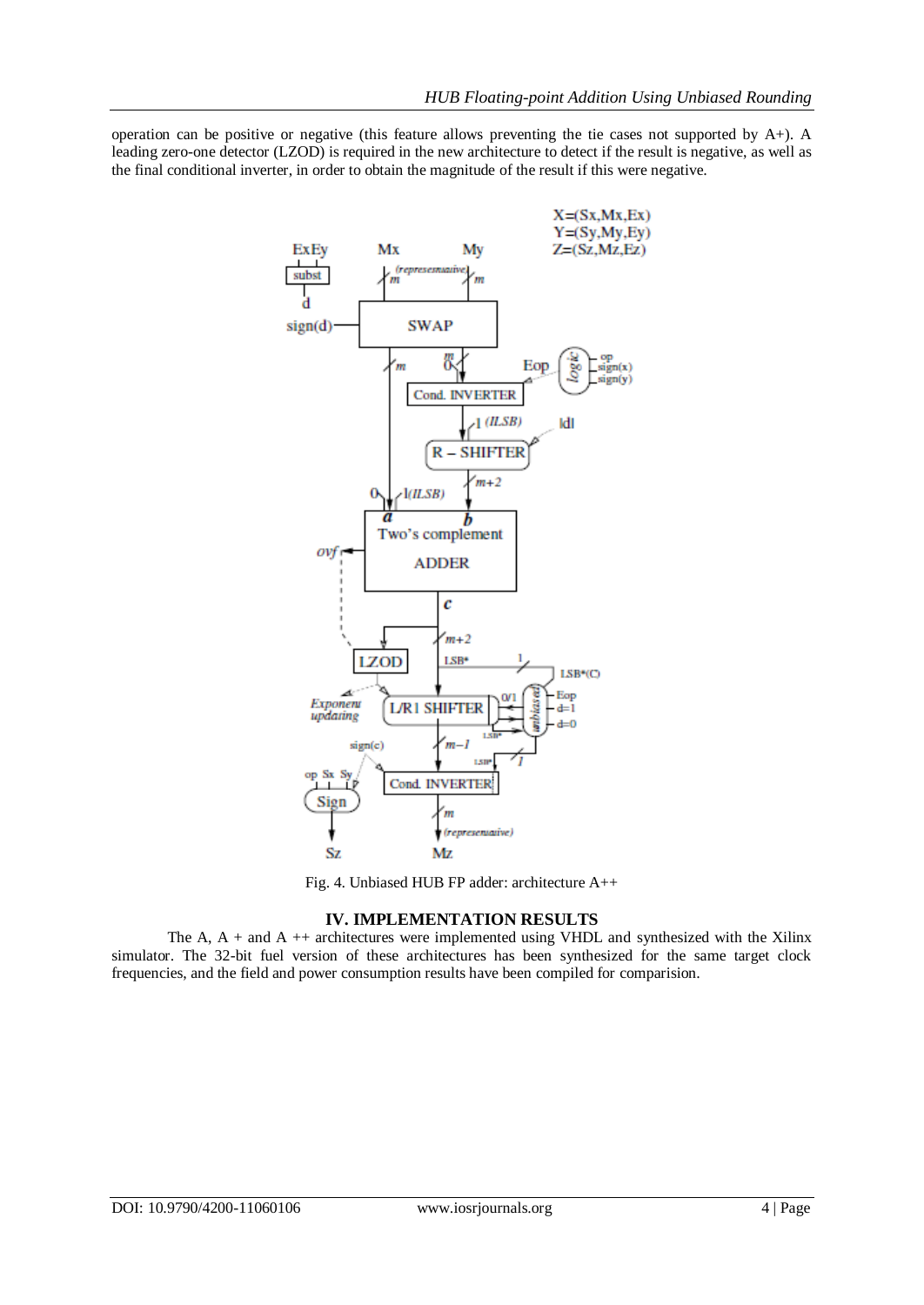operation can be positive or negative (this feature allows preventing the tie cases not supported by A+). A leading zero-one detector (LZOD) is required in the new architecture to detect if the result is negative, as well as the final conditional inverter, in order to obtain the magnitude of the result if this were negative.

Fig. 4. Unbiased HUB FP adder: architecture A++

## IV. IMPLEMENTATION RESULTS

The A, A + and A ++ architectures were implemented using VHDL and synthesized with the Xilinx simulator. The 32-bit fuel version of these architectures has been synthesized for the same target clock frequencies, and the field and power consumption results have been compiled for comparision.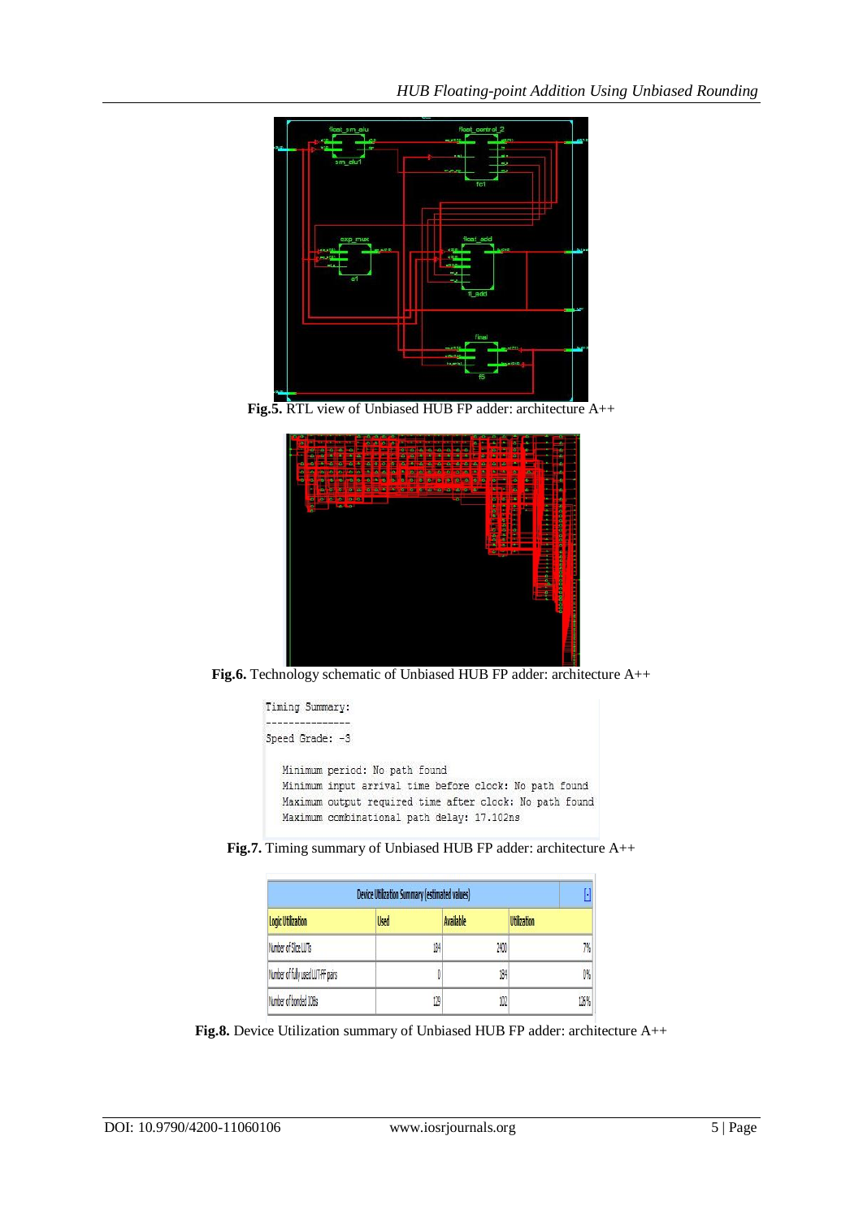**Fig.5.** RTL view of Unbiased HUB FP adder: architecture A++

**Fig.6.** Technology schematic of Unbiased HUB FP adder: architecture A++

```
Timing Summary:
---------------
Speed Grade: -3

   Minimum period: No path found
   Minimum input arrival time before clock: No path found
   Maximum output required time after clock: No path found
   Maximum combinational path delay: 17.102ns
```

**Fig.7.** Timing summary of Unbiased HUB FP adder: architecture A++

| Device Utilization Summary (estimated values) | | | |
|---|---|---|---|
| Logic Utilization | Used | Available | Utilization |
| Number of Slice LUTs | 184 | 2400 | 7% |
| Number of fully used LUT-FF pairs | 0 | 184 | 0% |
| Number of bonded IOBs | 129 | 102 | 126% |

**Fig.8.** Device Utilization summary of Unbiased HUB FP adder: architecture A++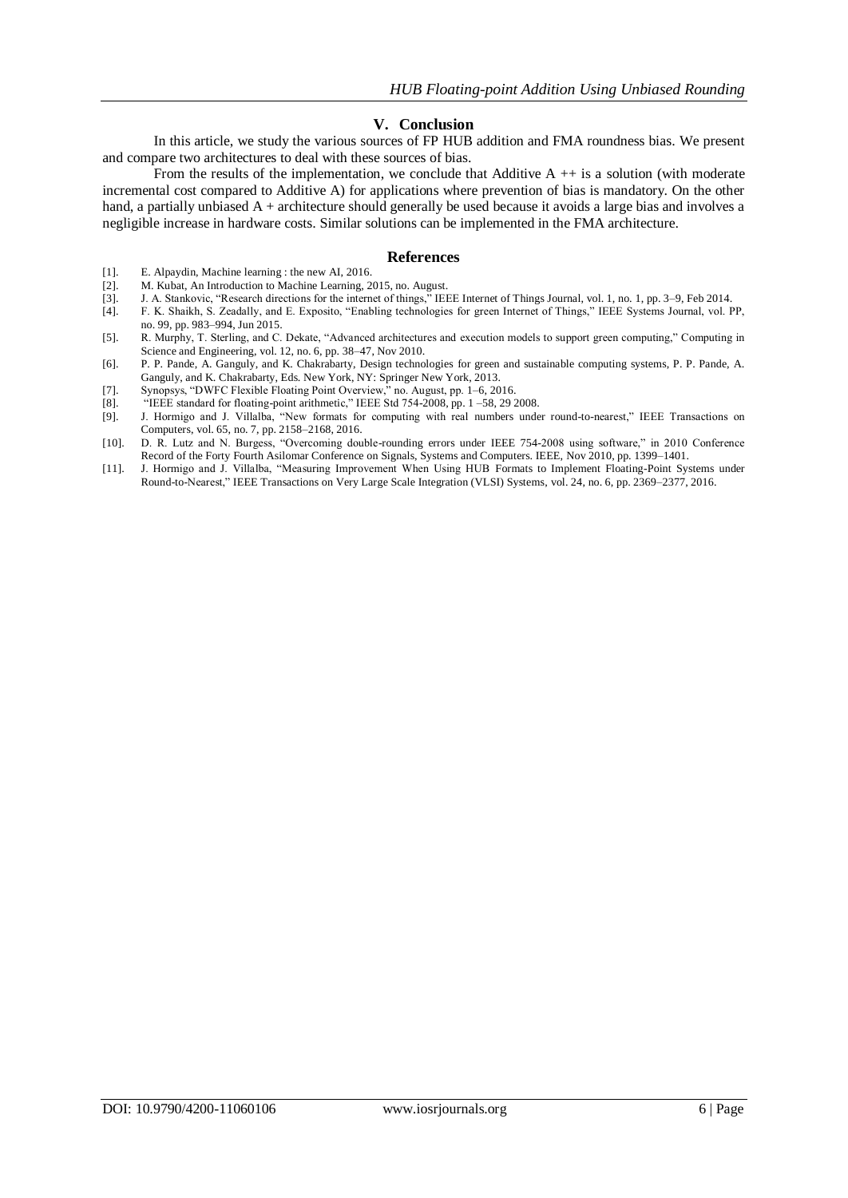## V. Conclusion

In this article, we study the various sources of FP HUB addition and FMA roundness bias. We present and compare two architectures to deal with these sources of bias.

From the results of the implementation, we conclude that Additive A ++ is a solution (with moderate incremental cost compared to Additive A) for applications where prevention of bias is mandatory. On the other hand, a partially unbiased A + architecture should generally be used because it avoids a large bias and involves a negligible increase in hardware costs. Similar solutions can be implemented in the FMA architecture.

## References

[1]. E. Alpaydin, Machine learning : the new AI, 2016.

[2]. M. Kubat, An Introduction to Machine Learning, 2015, no. August.

[3]. J. A. Stankovic, "Research directions for the internet of things," IEEE Internet of Things Journal, vol. 1, no. 1, pp. 3–9, Feb 2014.

[4]. F. K. Shaikh, S. Zeadally, and E. Exposito, "Enabling technologies for green Internet of Things," IEEE Systems Journal, vol. PP, no. 99, pp. 983–994, Jun 2015.

[5]. R. Murphy, T. Sterling, and C. Dekate, "Advanced architectures and execution models to support green computing," Computing in Science and Engineering, vol. 12, no. 6, pp. 38–47, Nov 2010.

[6]. P. P. Pande, A. Ganguly, and K. Chakrabarty, Design technologies for green and sustainable computing systems, P. P. Pande, A. Ganguly, and K. Chakrabarty, Eds. New York, NY: Springer New York, 2013.

[7]. Synopsys, "DWFC Flexible Floating Point Overview," no. August, pp. 1–6, 2016.

[8]. "IEEE standard for floating-point arithmetic," IEEE Std 754-2008, pp. 1 –58, 29 2008.

[9]. J. Hormigo and J. Villalba, "New formats for computing with real numbers under round-to-nearest," IEEE Transactions on Computers, vol. 65, no. 7, pp. 2158–2168, 2016.

[10]. D. R. Lutz and N. Burgess, "Overcoming double-rounding errors under IEEE 754-2008 using software," in 2010 Conference Record of the Forty Fourth Asilomar Conference on Signals, Systems and Computers. IEEE, Nov 2010, pp. 1399–1401.

[11]. J. Hormigo and J. Villalba, "Measuring Improvement When Using HUB Formats to Implement Floating-Point Systems under Round-to-Nearest," IEEE Transactions on Very Large Scale Integration (VLSI) Systems, vol. 24, no. 6, pp. 2369–2377, 2016.